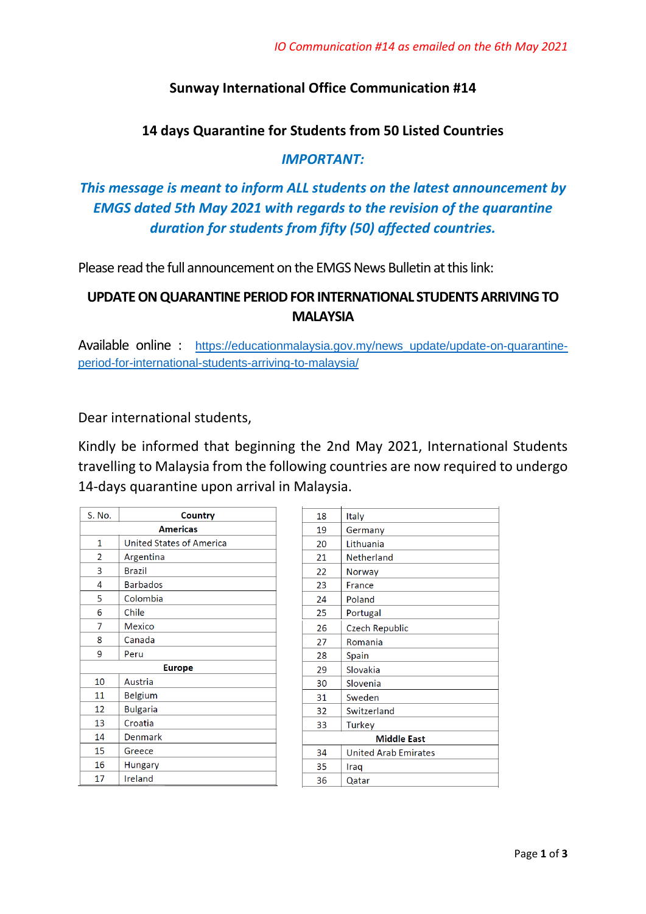*IO Communication #14 as emailed on the 6th May 2021*

## Sunway International Office Communication #14

## 14 days Quarantine for Students from 50 Listed Countries

***IMPORTANT:***

***This message is meant to inform ALL students on the latest announcement by EMGS dated 5th May 2021 with regards to the revision of the quarantine duration for students from fifty (50) affected countries.***

Please read the full announcement on the EMGS News Bulletin at this link:

**UPDATE ON QUARANTINE PERIOD FOR INTERNATIONAL STUDENTS ARRIVING TO MALAYSIA**

Available online : https://educationmalaysia.gov.my/news_update/update-on-quarantine-period-for-international-students-arriving-to-malaysia/

Dear international students,

Kindly be informed that beginning the 2nd May 2021, International Students travelling to Malaysia from the following countries are now required to undergo 14-days quarantine upon arrival in Malaysia.

| S. No. | Country |
|---|---|
| | **Americas** |
| 1 | United States of America |
| 2 | Argentina |
| 3 | Brazil |
| 4 | Barbados |
| 5 | Colombia |
| 6 | Chile |
| 7 | Mexico |
| 8 | Canada |
| 9 | Peru |
| | **Europe** |
| 10 | Austria |
| 11 | Belgium |
| 12 | Bulgaria |
| 13 | Croatia |
| 14 | Denmark |
| 15 | Greece |
| 16 | Hungary |
| 17 | Ireland |
| 18 | Italy |
| 19 | Germany |
| 20 | Lithuania |
| 21 | Netherland |
| 22 | Norway |
| 23 | France |
| 24 | Poland |
| 25 | Portugal |
| 26 | Czech Republic |
| 27 | Romania |
| 28 | Spain |
| 29 | Slovakia |
| 30 | Slovenia |
| 31 | Sweden |
| 32 | Switzerland |
| 33 | Turkey |
| | **Middle East** |
| 34 | United Arab Emirates |
| 35 | Iraq |
| 36 | Qatar |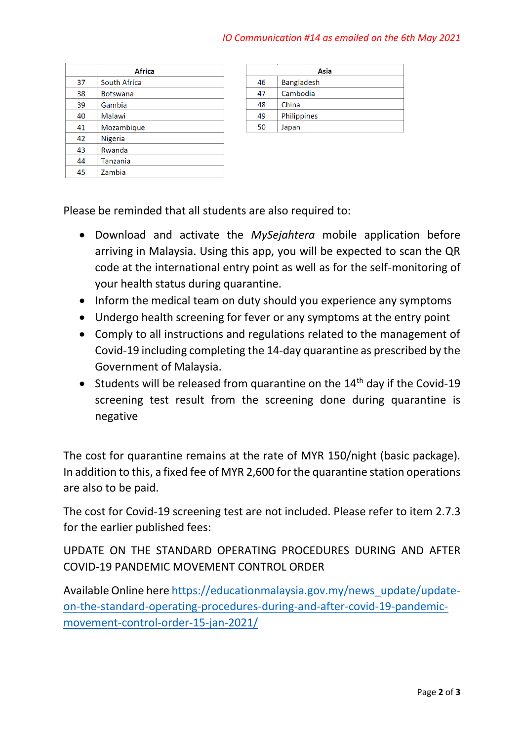IO Communication #14 as emailed on the 6th May 2021

| | Africa |
|---|---|
| 37 | South Africa |
| 38 | Botswana |
| 39 | Gambia |
| 40 | Malawi |
| 41 | Mozambique |
| 42 | Nigeria |
| 43 | Rwanda |
| 44 | Tanzania |
| 45 | Zambia |

| | Asia |
|---|---|
| 46 | Bangladesh |
| 47 | Cambodia |
| 48 | China |
| 49 | Philippines |
| 50 | Japan |

Please be reminded that all students are also required to:

- Download and activate the *MySejahtera* mobile application before arriving in Malaysia. Using this app, you will be expected to scan the QR code at the international entry point as well as for the self-monitoring of your health status during quarantine.
- Inform the medical team on duty should you experience any symptoms
- Undergo health screening for fever or any symptoms at the entry point
- Comply to all instructions and regulations related to the management of Covid-19 including completing the 14-day quarantine as prescribed by the Government of Malaysia.
- Students will be released from quarantine on the 14th day if the Covid-19 screening test result from the screening done during quarantine is negative

The cost for quarantine remains at the rate of MYR 150/night (basic package). In addition to this, a fixed fee of MYR 2,600 for the quarantine station operations are also to be paid.

The cost for Covid-19 screening test are not included. Please refer to item 2.7.3 for the earlier published fees:

UPDATE ON THE STANDARD OPERATING PROCEDURES DURING AND AFTER COVID-19 PANDEMIC MOVEMENT CONTROL ORDER

Available Online here [https://educationmalaysia.gov.my/news_update/update-on-the-standard-operating-procedures-during-and-after-covid-19-pandemic-movement-control-order-15-jan-2021/](https://educationmalaysia.gov.my/news_update/update-on-the-standard-operating-procedures-during-and-after-covid-19-pandemic-movement-control-order-15-jan-2021/)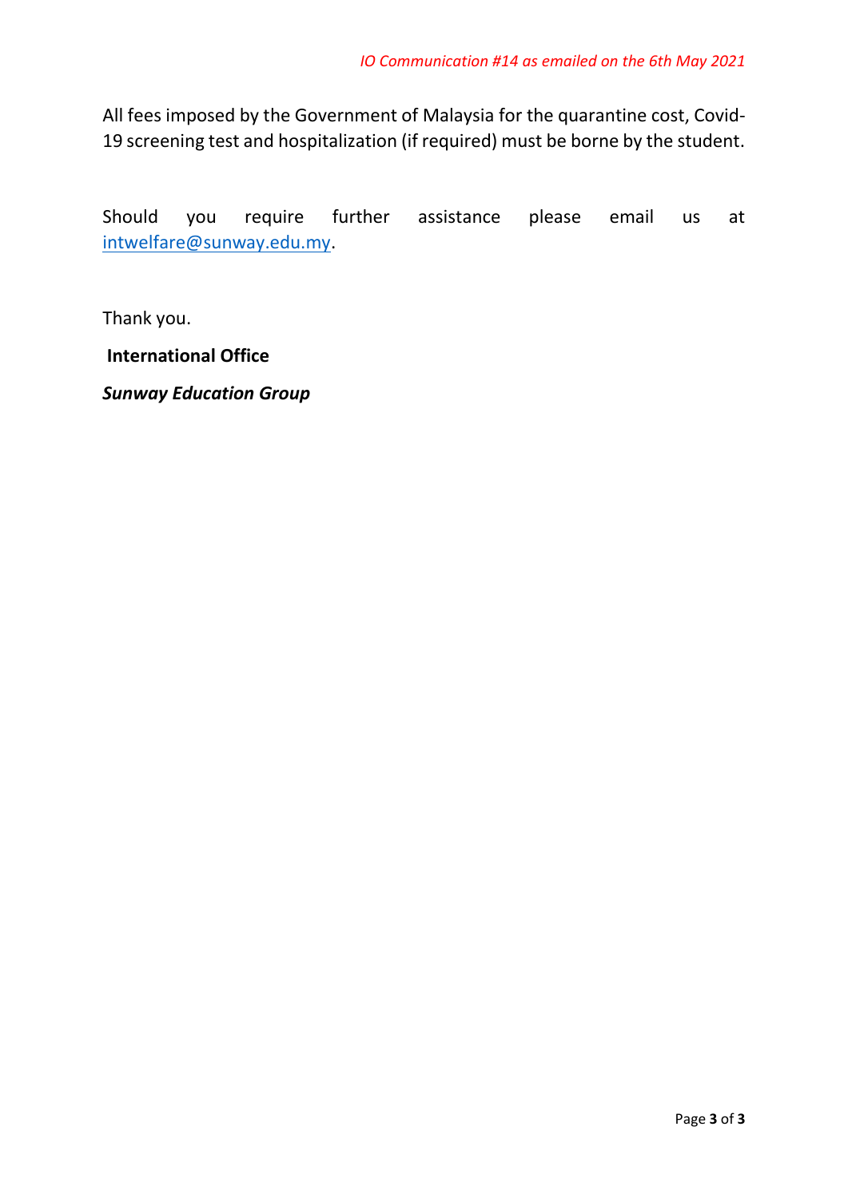*IO Communication #14 as emailed on the 6th May 2021*

All fees imposed by the Government of Malaysia for the quarantine cost, Covid-19 screening test and hospitalization (if required) must be borne by the student.

Should you require further assistance please email us at intwelfare@sunway.edu.my.

Thank you.

**International Office**

***Sunway Education Group***